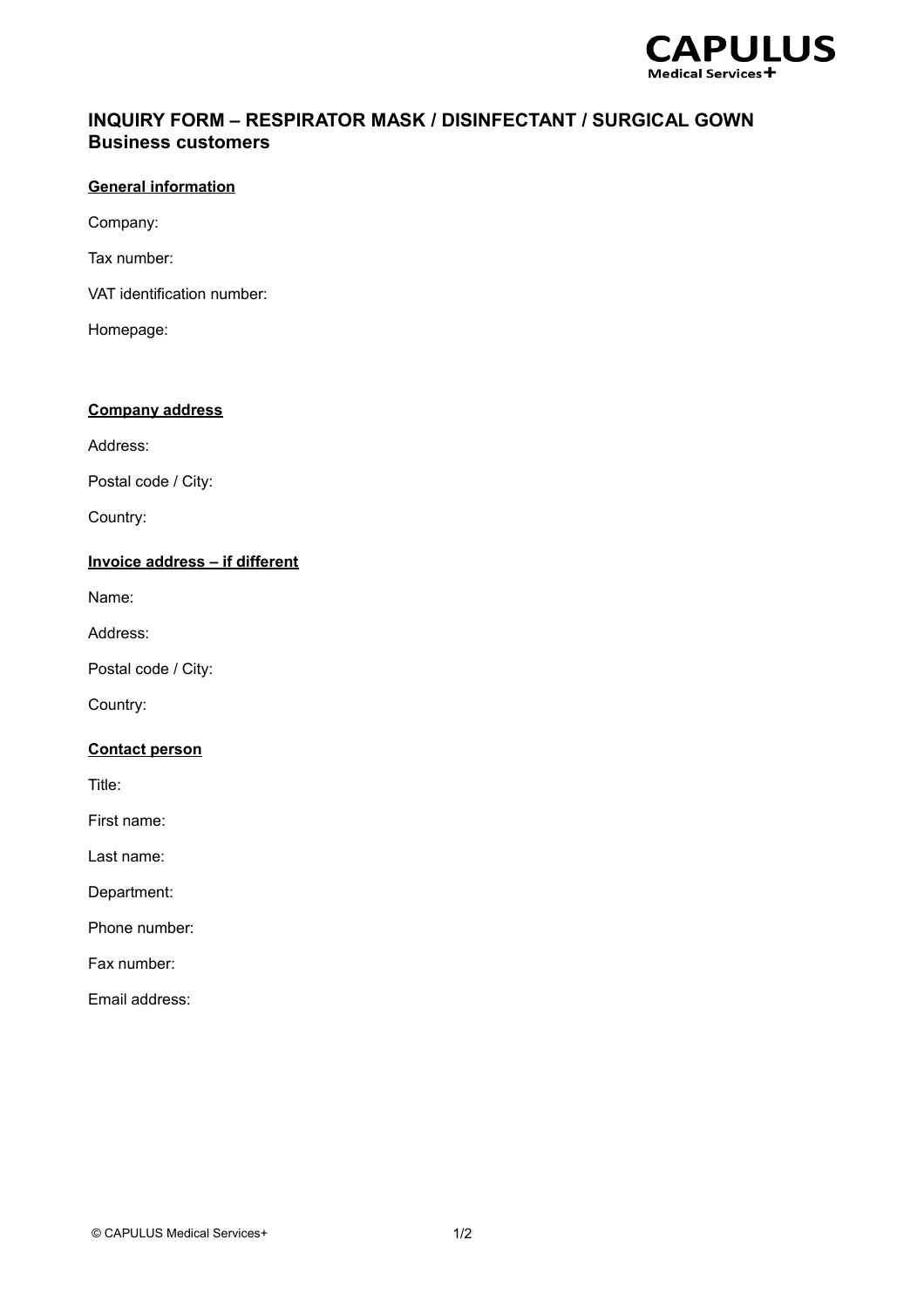CAPULUS Medical Services+

# INQUIRY FORM – RESPIRATOR MASK / DISINFECTANT / SURGICAL GOWN
## Business customers

**General information**

Company:

Tax number:

VAT identification number:

Homepage:

**Company address**

Address:

Postal code / City:

Country:

**Invoice address – if different**

Name:

Address:

Postal code / City:

Country:

**Contact person**

Title:

First name:

Last name:

Department:

Phone number:

Fax number:

Email address: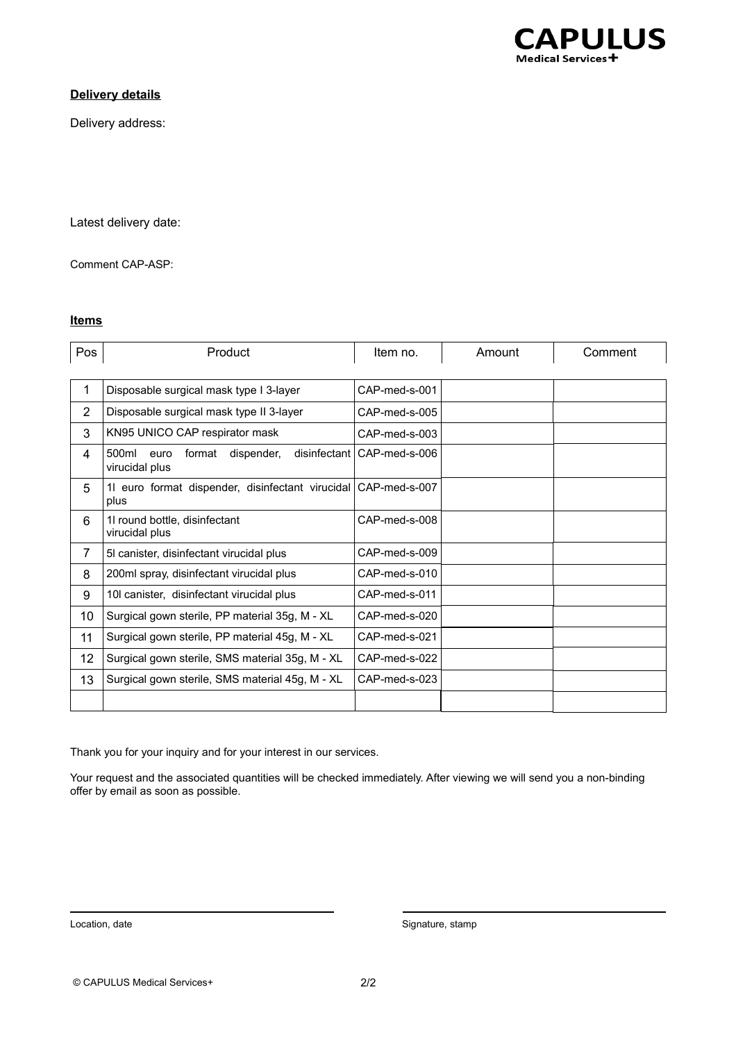CAPULUS
Medical Services+

**Delivery details**

Delivery address:

Latest delivery date:

Comment CAP-ASP:

**Items**

| Pos | Product | Item no. | Amount | Comment |
|---|---|---|---|---|
| 1 | Disposable surgical mask type I 3-layer | CAP-med-s-001 | | |
| 2 | Disposable surgical mask type II 3-layer | CAP-med-s-005 | | |
| 3 | KN95 UNICO CAP respirator mask | CAP-med-s-003 | | |
| 4 | 500ml euro format dispender, disinfectant virucidal plus | CAP-med-s-006 | | |
| 5 | 1l euro format dispender, disinfectant virucidal plus | CAP-med-s-007 | | |
| 6 | 1l round bottle, disinfectant virucidal plus | CAP-med-s-008 | | |
| 7 | 5l canister, disinfectant virucidal plus | CAP-med-s-009 | | |
| 8 | 200ml spray, disinfectant virucidal plus | CAP-med-s-010 | | |
| 9 | 10l canister, disinfectant virucidal plus | CAP-med-s-011 | | |
| 10 | Surgical gown sterile, PP material 35g, M - XL | CAP-med-s-020 | | |
| 11 | Surgical gown sterile, PP material 45g, M - XL | CAP-med-s-021 | | |
| 12 | Surgical gown sterile, SMS material 35g, M - XL | CAP-med-s-022 | | |
| 13 | Surgical gown sterile, SMS material 45g, M - XL | CAP-med-s-023 | | |
| | | | | |

Thank you for your inquiry and for your interest in our services.

Your request and the associated quantities will be checked immediately. After viewing we will send you a non-binding offer by email as soon as possible.

Location, date

Signature, stamp

© CAPULUS Medical Services+